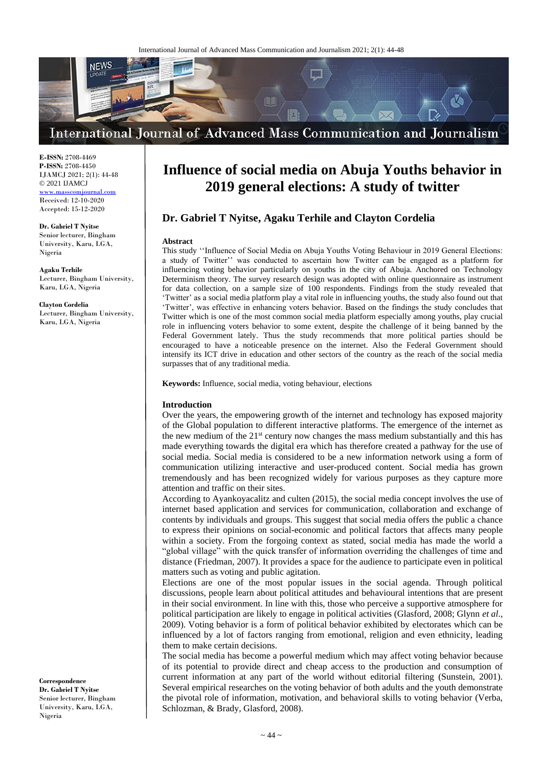**E-ISSN:** 2708-4469
**P-ISSN:** 2708-4450
IJAMCJ 2021; 2(1): 44-48
© 2021 IJAMCJ
www.masscomjournal.com
Received: 12-10-2020
Accepted: 15-12-2020

**Dr. Gabriel T Nyitse**
Senior lecturer, Bingham University, Karu, LGA, Nigeria

**Agaku Terhile**
Lecturer, Bingham University, Karu, LGA, Nigeria

**Clayton Cordelia**
Lecturer, Bingham University, Karu, LGA, Nigeria

**Correspondence**
**Dr. Gabriel T Nyitse**
Senior lecturer, Bingham University, Karu, LGA, Nigeria

# Influence of social media on Abuja Youths behavior in 2019 general elections: A study of twitter

## Dr. Gabriel T Nyitse, Agaku Terhile and Clayton Cordelia

### Abstract

This study ''Influence of Social Media on Abuja Youths Voting Behaviour in 2019 General Elections: a study of Twitter'' was conducted to ascertain how Twitter can be engaged as a platform for influencing voting behavior particularly on youths in the city of Abuja. Anchored on Technology Determinism theory. The survey research design was adopted with online questionnaire as instrument for data collection, on a sample size of 100 respondents. Findings from the study revealed that 'Twitter' as a social media platform play a vital role in influencing youths, the study also found out that 'Twitter', was effective in enhancing voters behavior. Based on the findings the study concludes that Twitter which is one of the most common social media platform especially among youths, play crucial role in influencing voters behavior to some extent, despite the challenge of it being banned by the Federal Government lately. Thus the study recommends that more political parties should be encouraged to have a noticeable presence on the internet. Also the Federal Government should intensify its ICT drive in education and other sectors of the country as the reach of the social media surpasses that of any traditional media.

**Keywords:** Influence, social media, voting behaviour, elections

### Introduction

Over the years, the empowering growth of the internet and technology has exposed majority of the Global population to different interactive platforms. The emergence of the internet as the new medium of the 21st century now changes the mass medium substantially and this has made everything towards the digital era which has therefore created a pathway for the use of social media. Social media is considered to be a new information network using a form of communication utilizing interactive and user-produced content. Social media has grown tremendously and has been recognized widely for various purposes as they capture more attention and traffic on their sites.

According to Ayankoyacalitz and culten (2015), the social media concept involves the use of internet based application and services for communication, collaboration and exchange of contents by individuals and groups. This suggest that social media offers the public a chance to express their opinions on social-economic and political factors that affects many people within a society. From the forgoing context as stated, social media has made the world a "global village" with the quick transfer of information overriding the challenges of time and distance (Friedman, 2007). It provides a space for the audience to participate even in political matters such as voting and public agitation.

Elections are one of the most popular issues in the social agenda. Through political discussions, people learn about political attitudes and behavioural intentions that are present in their social environment. In line with this, those who perceive a supportive atmosphere for political participation are likely to engage in political activities (Glasford, 2008; Glynn *et al*., 2009). Voting behavior is a form of political behavior exhibited by electorates which can be influenced by a lot of factors ranging from emotional, religion and even ethnicity, leading them to make certain decisions.

The social media has become a powerful medium which may affect voting behavior because of its potential to provide direct and cheap access to the production and consumption of current information at any part of the world without editorial filtering (Sunstein, 2001). Several empirical researches on the voting behavior of both adults and the youth demonstrate the pivotal role of information, motivation, and behavioral skills to voting behavior (Verba, Schlozman, & Brady, Glasford, 2008).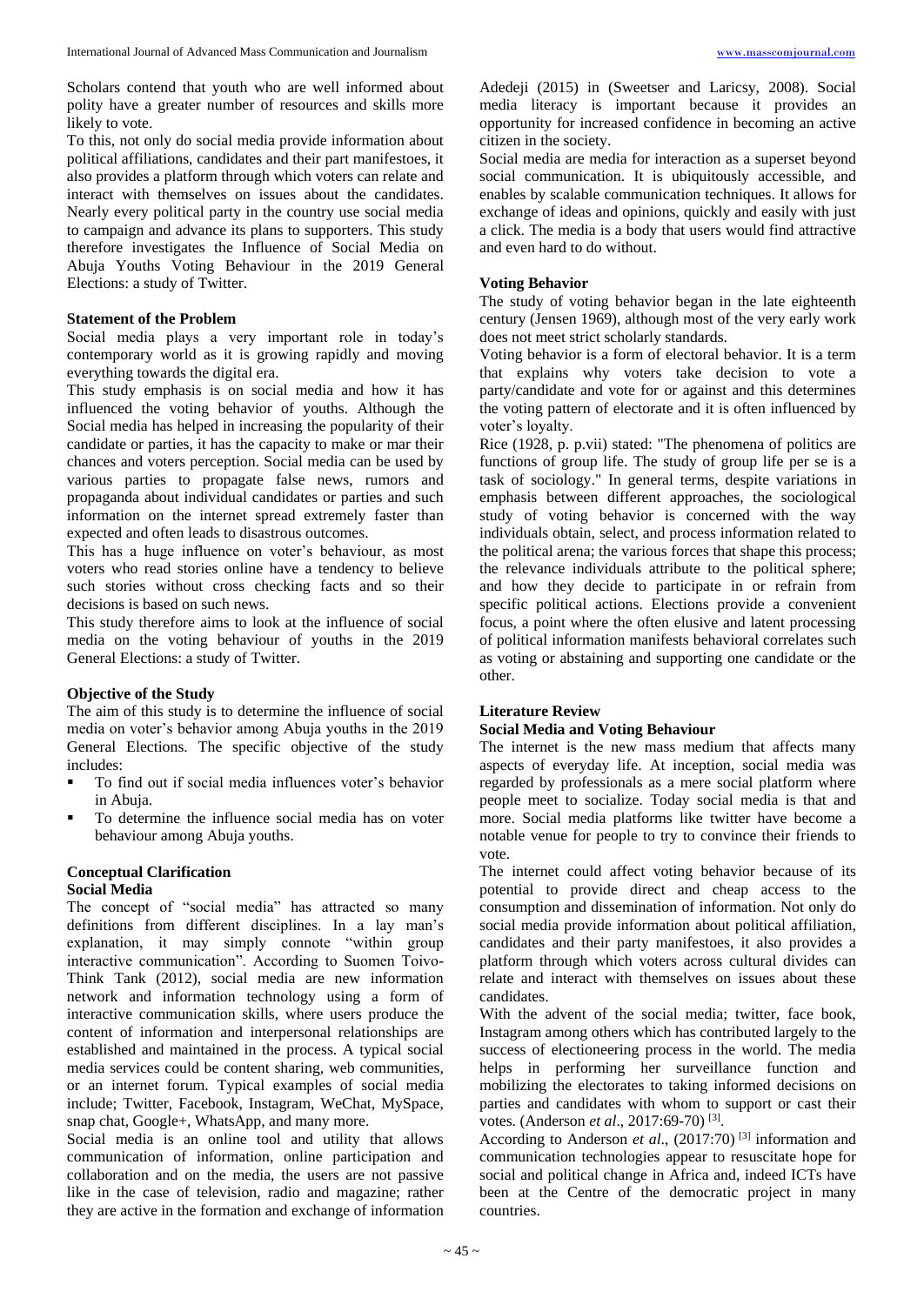Scholars contend that youth who are well informed about polity have a greater number of resources and skills more likely to vote.

To this, not only do social media provide information about political affiliations, candidates and their part manifestoes, it also provides a platform through which voters can relate and interact with themselves on issues about the candidates. Nearly every political party in the country use social media to campaign and advance its plans to supporters. This study therefore investigates the Influence of Social Media on Abuja Youths Voting Behaviour in the 2019 General Elections: a study of Twitter.

**Statement of the Problem**

Social media plays a very important role in today's contemporary world as it is growing rapidly and moving everything towards the digital era.

This study emphasis is on social media and how it has influenced the voting behavior of youths. Although the Social media has helped in increasing the popularity of their candidate or parties, it has the capacity to make or mar their chances and voters perception. Social media can be used by various parties to propagate false news, rumors and propaganda about individual candidates or parties and such information on the internet spread extremely faster than expected and often leads to disastrous outcomes.

This has a huge influence on voter's behaviour, as most voters who read stories online have a tendency to believe such stories without cross checking facts and so their decisions is based on such news.

This study therefore aims to look at the influence of social media on the voting behaviour of youths in the 2019 General Elections: a study of Twitter.

**Objective of the Study**

The aim of this study is to determine the influence of social media on voter's behavior among Abuja youths in the 2019 General Elections. The specific objective of the study includes:

- To find out if social media influences voter's behavior in Abuja.
- To determine the influence social media has on voter behaviour among Abuja youths.

**Conceptual Clarification**

**Social Media**

The concept of "social media" has attracted so many definitions from different disciplines. In a lay man's explanation, it may simply connote "within group interactive communication". According to Suomen Toivo-Think Tank (2012), social media are new information network and information technology using a form of interactive communication skills, where users produce the content of information and interpersonal relationships are established and maintained in the process. A typical social media services could be content sharing, web communities, or an internet forum. Typical examples of social media include; Twitter, Facebook, Instagram, WeChat, MySpace, snap chat, Google+, WhatsApp, and many more.

Social media is an online tool and utility that allows communication of information, online participation and collaboration and on the media, the users are not passive like in the case of television, radio and magazine; rather they are active in the formation and exchange of information Adedeji (2015) in (Sweetser and Laricsy, 2008). Social media literacy is important because it provides an opportunity for increased confidence in becoming an active citizen in the society.

Social media are media for interaction as a superset beyond social communication. It is ubiquitously accessible, and enables by scalable communication techniques. It allows for exchange of ideas and opinions, quickly and easily with just a click. The media is a body that users would find attractive and even hard to do without.

**Voting Behavior**

The study of voting behavior began in the late eighteenth century (Jensen 1969), although most of the very early work does not meet strict scholarly standards.

Voting behavior is a form of electoral behavior. It is a term that explains why voters take decision to vote a party/candidate and vote for or against and this determines the voting pattern of electorate and it is often influenced by voter's loyalty.

Rice (1928, p. p.vii) stated: "The phenomena of politics are functions of group life. The study of group life per se is a task of sociology." In general terms, despite variations in emphasis between different approaches, the sociological study of voting behavior is concerned with the way individuals obtain, select, and process information related to the political arena; the various forces that shape this process; the relevance individuals attribute to the political sphere; and how they decide to participate in or refrain from specific political actions. Elections provide a convenient focus, a point where the often elusive and latent processing of political information manifests behavioral correlates such as voting or abstaining and supporting one candidate or the other.

**Literature Review**

**Social Media and Voting Behaviour**

The internet is the new mass medium that affects many aspects of everyday life. At inception, social media was regarded by professionals as a mere social platform where people meet to socialize. Today social media is that and more. Social media platforms like twitter have become a notable venue for people to try to convince their friends to vote.

The internet could affect voting behavior because of its potential to provide direct and cheap access to the consumption and dissemination of information. Not only do social media provide information about political affiliation, candidates and their party manifestoes, it also provides a platform through which voters across cultural divides can relate and interact with themselves on issues about these candidates.

With the advent of the social media; twitter, face book, Instagram among others which has contributed largely to the success of electioneering process in the world. The media helps in performing her surveillance function and mobilizing the electorates to taking informed decisions on parties and candidates with whom to support or cast their votes. (Anderson *et al*., 2017:69-70) [3].

According to Anderson *et al*., (2017:70) [3] information and communication technologies appear to resuscitate hope for social and political change in Africa and, indeed ICTs have been at the Centre of the democratic project in many countries.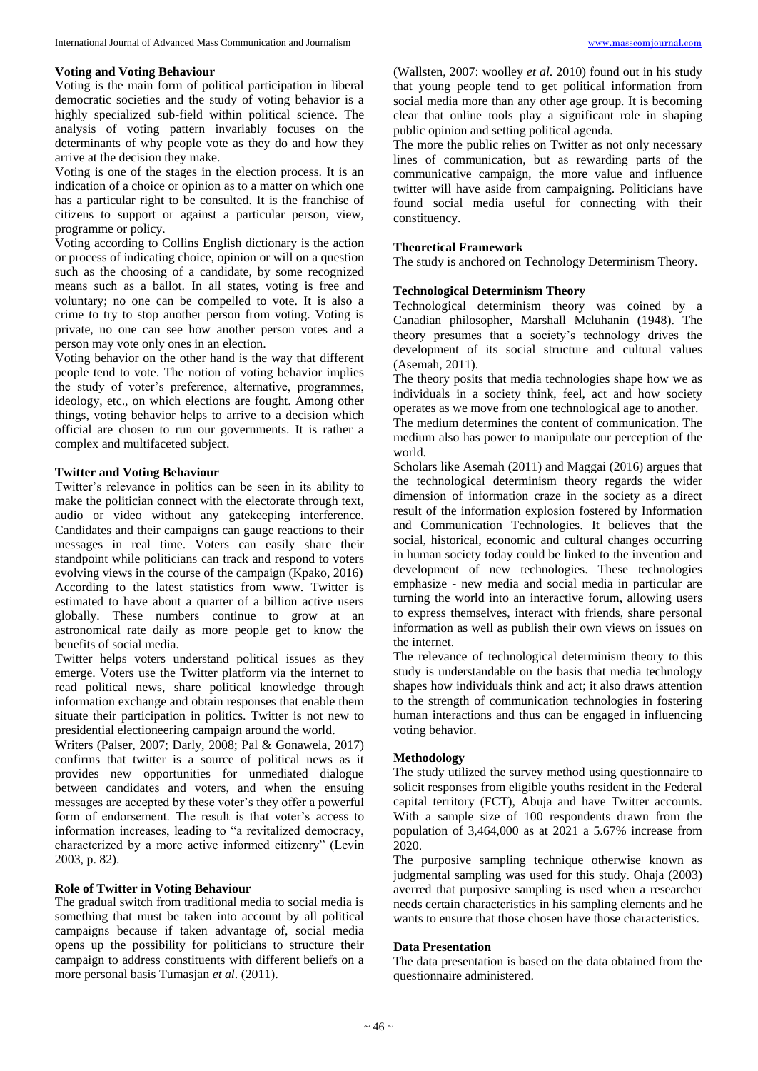### Voting and Voting Behaviour

Voting is the main form of political participation in liberal democratic societies and the study of voting behavior is a highly specialized sub-field within political science. The analysis of voting pattern invariably focuses on the determinants of why people vote as they do and how they arrive at the decision they make.

Voting is one of the stages in the election process. It is an indication of a choice or opinion as to a matter on which one has a particular right to be consulted. It is the franchise of citizens to support or against a particular person, view, programme or policy.

Voting according to Collins English dictionary is the action or process of indicating choice, opinion or will on a question such as the choosing of a candidate, by some recognized means such as a ballot. In all states, voting is free and voluntary; no one can be compelled to vote. It is also a crime to try to stop another person from voting. Voting is private, no one can see how another person votes and a person may vote only ones in an election.

Voting behavior on the other hand is the way that different people tend to vote. The notion of voting behavior implies the study of voter's preference, alternative, programmes, ideology, etc., on which elections are fought. Among other things, voting behavior helps to arrive to a decision which official are chosen to run our governments. It is rather a complex and multifaceted subject.

### Twitter and Voting Behaviour

Twitter's relevance in politics can be seen in its ability to make the politician connect with the electorate through text, audio or video without any gatekeeping interference. Candidates and their campaigns can gauge reactions to their messages in real time. Voters can easily share their standpoint while politicians can track and respond to voters evolving views in the course of the campaign (Kpako, 2016) According to the latest statistics from www. Twitter is estimated to have about a quarter of a billion active users globally. These numbers continue to grow at an astronomical rate daily as more people get to know the benefits of social media.

Twitter helps voters understand political issues as they emerge. Voters use the Twitter platform via the internet to read political news, share political knowledge through information exchange and obtain responses that enable them situate their participation in politics. Twitter is not new to presidential electioneering campaign around the world.

Writers (Palser, 2007; Darly, 2008; Pal & Gonawela, 2017) confirms that twitter is a source of political news as it provides new opportunities for unmediated dialogue between candidates and voters, and when the ensuing messages are accepted by these voter's they offer a powerful form of endorsement. The result is that voter's access to information increases, leading to "a revitalized democracy, characterized by a more active informed citizenry" (Levin 2003, p. 82).

### Role of Twitter in Voting Behaviour

The gradual switch from traditional media to social media is something that must be taken into account by all political campaigns because if taken advantage of, social media opens up the possibility for politicians to structure their campaign to address constituents with different beliefs on a more personal basis Tumasjan *et al*. (2011).

(Wallsten, 2007: woolley *et al*. 2010) found out in his study that young people tend to get political information from social media more than any other age group. It is becoming clear that online tools play a significant role in shaping public opinion and setting political agenda.

The more the public relies on Twitter as not only necessary lines of communication, but as rewarding parts of the communicative campaign, the more value and influence twitter will have aside from campaigning. Politicians have found social media useful for connecting with their constituency.

### Theoretical Framework

The study is anchored on Technology Determinism Theory.

### Technological Determinism Theory

Technological determinism theory was coined by a Canadian philosopher, Marshall Mcluhanin (1948). The theory presumes that a society's technology drives the development of its social structure and cultural values (Asemah, 2011).

The theory posits that media technologies shape how we as individuals in a society think, feel, act and how society operates as we move from one technological age to another.

The medium determines the content of communication. The medium also has power to manipulate our perception of the world.

Scholars like Asemah (2011) and Maggai (2016) argues that the technological determinism theory regards the wider dimension of information craze in the society as a direct result of the information explosion fostered by Information and Communication Technologies. It believes that the social, historical, economic and cultural changes occurring in human society today could be linked to the invention and development of new technologies. These technologies emphasize - new media and social media in particular are turning the world into an interactive forum, allowing users to express themselves, interact with friends, share personal information as well as publish their own views on issues on the internet.

The relevance of technological determinism theory to this study is understandable on the basis that media technology shapes how individuals think and act; it also draws attention to the strength of communication technologies in fostering human interactions and thus can be engaged in influencing voting behavior.

### Methodology

The study utilized the survey method using questionnaire to solicit responses from eligible youths resident in the Federal capital territory (FCT), Abuja and have Twitter accounts. With a sample size of 100 respondents drawn from the population of 3,464,000 as at 2021 a 5.67% increase from 2020.

The purposive sampling technique otherwise known as judgmental sampling was used for this study. Ohaja (2003) averred that purposive sampling is used when a researcher needs certain characteristics in his sampling elements and he wants to ensure that those chosen have those characteristics.

### Data Presentation

The data presentation is based on the data obtained from the questionnaire administered.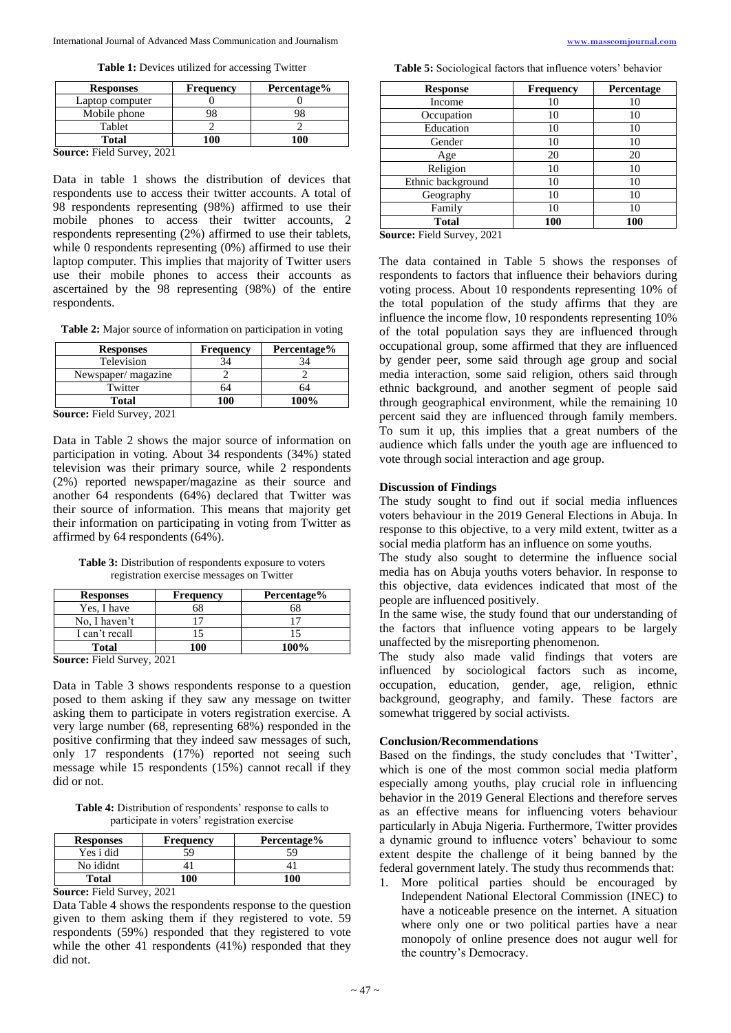**Table 1:** Devices utilized for accessing Twitter

| Responses | Frequency | Percentage% |
|---|---|---|
| Laptop computer | 0 | 0 |
| Mobile phone | 98 | 98 |
| Tablet | 2 | 2 |
| **Total** | **100** | **100** |

**Source:** Field Survey, 2021

Data in table 1 shows the distribution of devices that respondents use to access their twitter accounts. A total of 98 respondents representing (98%) affirmed to use their mobile phones to access their twitter accounts, 2 respondents representing (2%) affirmed to use their tablets, while 0 respondents representing (0%) affirmed to use their laptop computer. This implies that majority of Twitter users use their mobile phones to access their accounts as ascertained by the 98 representing (98%) of the entire respondents.

**Table 2:** Major source of information on participation in voting

| Responses | Frequency | Percentage% |
|---|---|---|
| Television | 34 | 34 |
| Newspaper/ magazine | 2 | 2 |
| Twitter | 64 | 64 |
| **Total** | **100** | **100%** |

**Source:** Field Survey, 2021

Data in Table 2 shows the major source of information on participation in voting. About 34 respondents (34%) stated television was their primary source, while 2 respondents (2%) reported newspaper/magazine as their source and another 64 respondents (64%) declared that Twitter was their source of information. This means that majority get their information on participating in voting from Twitter as affirmed by 64 respondents (64%).

**Table 3:** Distribution of respondents exposure to voters registration exercise messages on Twitter

| Responses | Frequency | Percentage% |
|---|---|---|
| Yes, I have | 68 | 68 |
| No, I haven't | 17 | 17 |
| I can't recall | 15 | 15 |
| **Total** | **100** | **100%** |

**Source:** Field Survey, 2021

Data in Table 3 shows respondents response to a question posed to them asking if they saw any message on twitter asking them to participate in voters registration exercise. A very large number (68, representing 68%) responded in the positive confirming that they indeed saw messages of such, only 17 respondents (17%) reported not seeing such message while 15 respondents (15%) cannot recall if they did or not.

**Table 4:** Distribution of respondents' response to calls to participate in voters' registration exercise

| Responses | Frequency | Percentage% |
|---|---|---|
| Yes i did | 59 | 59 |
| No ididnt | 41 | 41 |
| **Total** | **100** | **100** |

**Source:** Field Survey, 2021

Data Table 4 shows the respondents response to the question given to them asking them if they registered to vote. 59 respondents (59%) responded that they registered to vote while the other 41 respondents (41%) responded that they did not.

**Table 5:** Sociological factors that influence voters' behavior

| Response | Frequency | Percentage |
|---|---|---|
| Income | 10 | 10 |
| Occupation | 10 | 10 |
| Education | 10 | 10 |
| Gender | 10 | 10 |
| Age | 20 | 20 |
| Religion | 10 | 10 |
| Ethnic background | 10 | 10 |
| Geography | 10 | 10 |
| Family | 10 | 10 |
| **Total** | **100** | **100** |

**Source:** Field Survey, 2021

The data contained in Table 5 shows the responses of respondents to factors that influence their behaviors during voting process. About 10 respondents representing 10% of the total population of the study affirms that they are influence the income flow, 10 respondents representing 10% of the total population says they are influenced through occupational group, some affirmed that they are influenced by gender peer, some said through age group and social media interaction, some said religion, others said through ethnic background, and another segment of people said through geographical environment, while the remaining 10 percent said they are influenced through family members. To sum it up, this implies that a great numbers of the audience which falls under the youth age are influenced to vote through social interaction and age group.

### Discussion of Findings

The study sought to find out if social media influences voters behaviour in the 2019 General Elections in Abuja. In response to this objective, to a very mild extent, twitter as a social media platform has an influence on some youths.

The study also sought to determine the influence social media has on Abuja youths voters behavior. In response to this objective, data evidences indicated that most of the people are influenced positively.

In the same wise, the study found that our understanding of the factors that influence voting appears to be largely unaffected by the misreporting phenomenon.

The study also made valid findings that voters are influenced by sociological factors such as income, occupation, education, gender, age, religion, ethnic background, geography, and family. These factors are somewhat triggered by social activists.

### Conclusion/Recommendations

Based on the findings, the study concludes that 'Twitter', which is one of the most common social media platform especially among youths, play crucial role in influencing behavior in the 2019 General Elections and therefore serves as an effective means for influencing voters behaviour particularly in Abuja Nigeria. Furthermore, Twitter provides a dynamic ground to influence voters' behaviour to some extent despite the challenge of it being banned by the federal government lately. The study thus recommends that:

1. More political parties should be encouraged by Independent National Electoral Commission (INEC) to have a noticeable presence on the internet. A situation where only one or two political parties have a near monopoly of online presence does not augur well for the country's Democracy.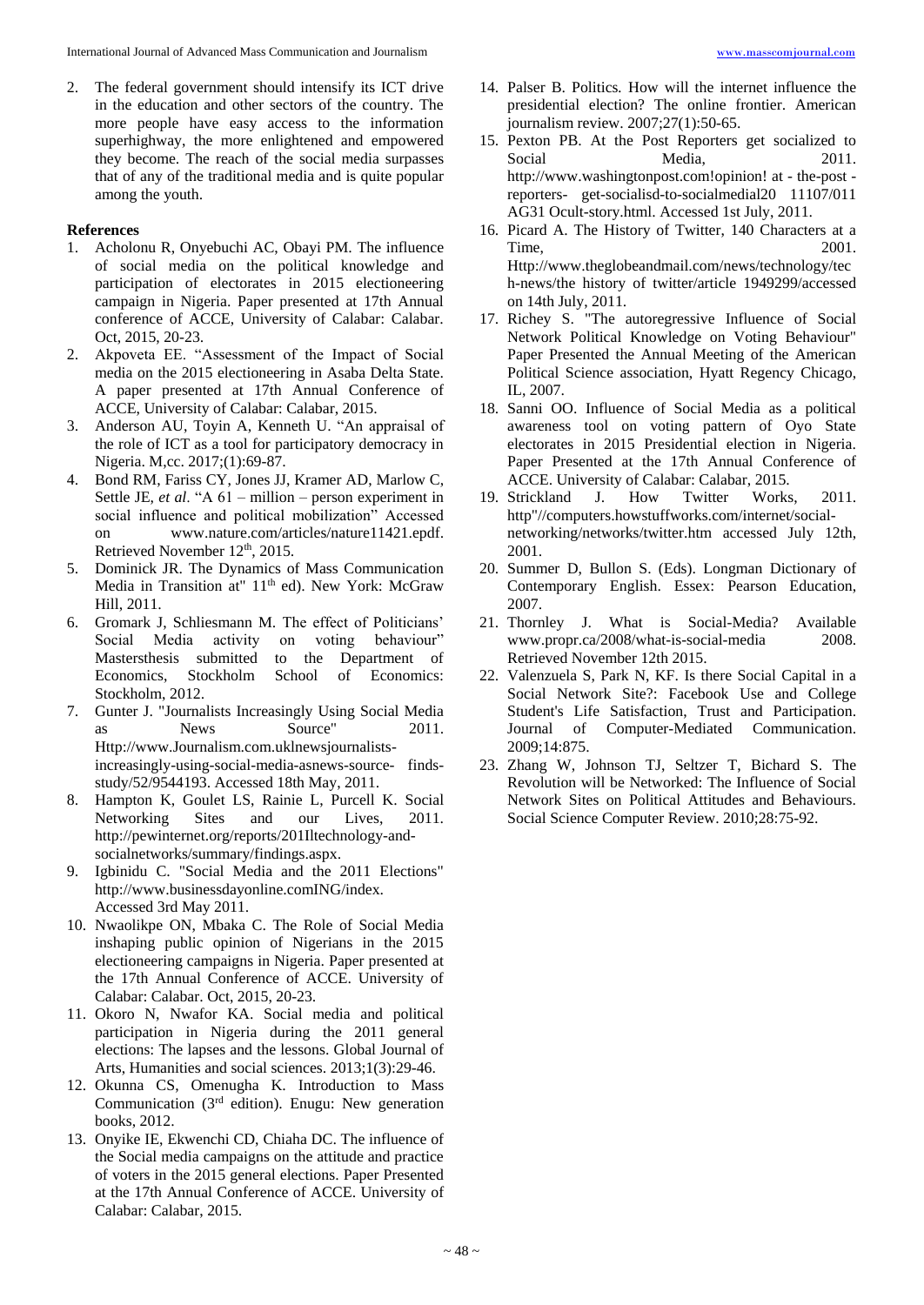2. The federal government should intensify its ICT drive in the education and other sectors of the country. The more people have easy access to the information superhighway, the more enlightened and empowered they become. The reach of the social media surpasses that of any of the traditional media and is quite popular among the youth.

**References**

1. Acholonu R, Onyebuchi AC, Obayi PM. The influence of social media on the political knowledge and participation of electorates in 2015 electioneering campaign in Nigeria. Paper presented at 17th Annual conference of ACCE, University of Calabar: Calabar. Oct, 2015, 20-23.
2. Akpoveta EE. "Assessment of the Impact of Social media on the 2015 electioneering in Asaba Delta State. A paper presented at 17th Annual Conference of ACCE, University of Calabar: Calabar, 2015.
3. Anderson AU, Toyin A, Kenneth U. "An appraisal of the role of ICT as a tool for participatory democracy in Nigeria. M,cc. 2017;(1):69-87.
4. Bond RM, Fariss CY, Jones JJ, Kramer AD, Marlow C, Settle JE, *et al*. "A 61 – million – person experiment in social influence and political mobilization" Accessed on www.nature.com/articles/nature11421.epdf. Retrieved November 12th, 2015.
5. Dominick JR. The Dynamics of Mass Communication Media in Transition at" 11th ed). New York: McGraw Hill, 2011.
6. Gromark J, Schliesmann M. The effect of Politicians' Social Media activity on voting behaviour" Mastersthesis submitted to the Department of Economics, Stockholm School of Economics: Stockholm, 2012.
7. Gunter J. "Journalists Increasingly Using Social Media as News Source" 2011. Http://www.Journalism.com.uklnewsjournalists-increasingly-using-social-media-asnews-source- finds-study/52/9544193. Accessed 18th May, 2011.
8. Hampton K, Goulet LS, Rainie L, Purcell K. Social Networking Sites and our Lives, 2011. http://pewinternet.org/reports/201Iltechnology-and-socialnetworks/summary/findings.aspx.
9. Igbinidu C. "Social Media and the 2011 Elections" http://www.businessdayonline.comING/index. Accessed 3rd May 2011.
10. Nwaolikpe ON, Mbaka C. The Role of Social Media inshaping public opinion of Nigerians in the 2015 electioneering campaigns in Nigeria. Paper presented at the 17th Annual Conference of ACCE. University of Calabar: Calabar. Oct, 2015, 20-23.
11. Okoro N, Nwafor KA. Social media and political participation in Nigeria during the 2011 general elections: The lapses and the lessons. Global Journal of Arts, Humanities and social sciences. 2013;1(3):29-46.
12. Okunna CS, Omenugha K. Introduction to Mass Communication (3rd edition). Enugu: New generation books, 2012.
13. Onyike IE, Ekwenchi CD, Chiaha DC. The influence of the Social media campaigns on the attitude and practice of voters in the 2015 general elections. Paper Presented at the 17th Annual Conference of ACCE. University of Calabar: Calabar, 2015.
14. Palser B. Politics. How will the internet influence the presidential election? The online frontier. American journalism review. 2007;27(1):50-65.
15. Pexton PB. At the Post Reporters get socialized to Social Media, 2011. http://www.washingtonpost.com!opinion! at - the-post - reporters- get-socialisd-to-socialmedial20 11107/011 AG31 Ocult-story.html. Accessed 1st July, 2011.
16. Picard A. The History of Twitter, 140 Characters at a Time, 2001. Http://www.theglobeandmail.com/news/technology/tech-news/the history of twitter/article 1949299/accessed on 14th July, 2011.
17. Richey S. "The autoregressive Influence of Social Network Political Knowledge on Voting Behaviour" Paper Presented the Annual Meeting of the American Political Science association, Hyatt Regency Chicago, IL, 2007.
18. Sanni OO. Influence of Social Media as a political awareness tool on voting pattern of Oyo State electorates in 2015 Presidential election in Nigeria. Paper Presented at the 17th Annual Conference of ACCE. University of Calabar: Calabar, 2015.
19. Strickland J. How Twitter Works, 2011. http"//computers.howstuffworks.com/internet/social-networking/networks/twitter.htm accessed July 12th, 2001.
20. Summer D, Bullon S. (Eds). Longman Dictionary of Contemporary English. Essex: Pearson Education, 2007.
21. Thornley J. What is Social-Media? Available www.propr.ca/2008/what-is-social-media 2008. Retrieved November 12th 2015.
22. Valenzuela S, Park N, KF. Is there Social Capital in a Social Network Site?: Facebook Use and College Student's Life Satisfaction, Trust and Participation. Journal of Computer-Mediated Communication. 2009;14:875.
23. Zhang W, Johnson TJ, Seltzer T, Bichard S. The Revolution will be Networked: The Influence of Social Network Sites on Political Attitudes and Behaviours. Social Science Computer Review. 2010;28:75-92.